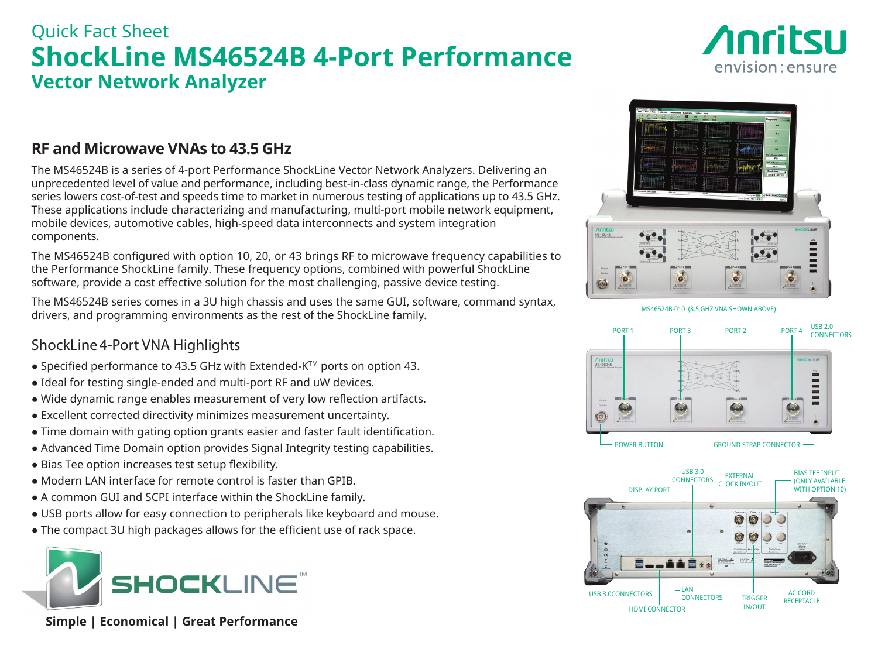Quick Fact Sheet

# ShockLine MS46524B 4-Port Performance Vector Network Analyzer

## RF and Microwave VNAs to 43.5 GHz

The MS46524B is a series of 4-port Performance ShockLine Vector Network Analyzers. Delivering an unprecedented level of value and performance, including best-in-class dynamic range, the Performance series lowers cost-of-test and speeds time to market in numerous testing of applications up to 43.5 GHz. These applications include characterizing and manufacturing, multi-port mobile network equipment, mobile devices, automotive cables, high-speed data interconnects and system integration components.

The MS46524B configured with option 10, 20, or 43 brings RF to microwave frequency capabilities to the Performance ShockLine family. These frequency options, combined with powerful ShockLine software, provide a cost effective solution for the most challenging, passive device testing.

The MS46524B series comes in a 3U high chassis and uses the same GUI, software, command syntax, drivers, and programming environments as the rest of the ShockLine family.

### ShockLine 4-Port VNA Highlights

- Specified performance to 43.5 GHz with Extended-K™ ports on option 43.
- Ideal for testing single-ended and multi-port RF and uW devices.
- Wide dynamic range enables measurement of very low reflection artifacts.
- Excellent corrected directivity minimizes measurement uncertainty.
- Time domain with gating option grants easier and faster fault identification.
- Advanced Time Domain option provides Signal Integrity testing capabilities.
- Bias Tee option increases test setup flexibility.
- Modern LAN interface for remote control is faster than GPIB.
- A common GUI and SCPI interface within the ShockLine family.
- USB ports allow for easy connection to peripherals like keyboard and mouse.
- The compact 3U high packages allows for the efficient use of rack space.

**Simple | Economical | Great Performance**

MS46524B-010 (8.5 GHZ VNA SHOWN ABOVE)

PORT 1, PORT 3, PORT 2, PORT 4, USB 2.0 CONNECTORS, POWER BUTTON, GROUND STRAP CONNECTOR

USB 3.0 CONNECTORS, DISPLAY PORT, EXTERNAL CLOCK IN/OUT, BIAS TEE INPUT (ONLY AVAILABLE WITH OPTION 10), USB 3.0CONNECTORS, LAN CONNECTORS, TRIGGER IN/OUT, AC CORD RECEPTACLE, HDMI CONNECTOR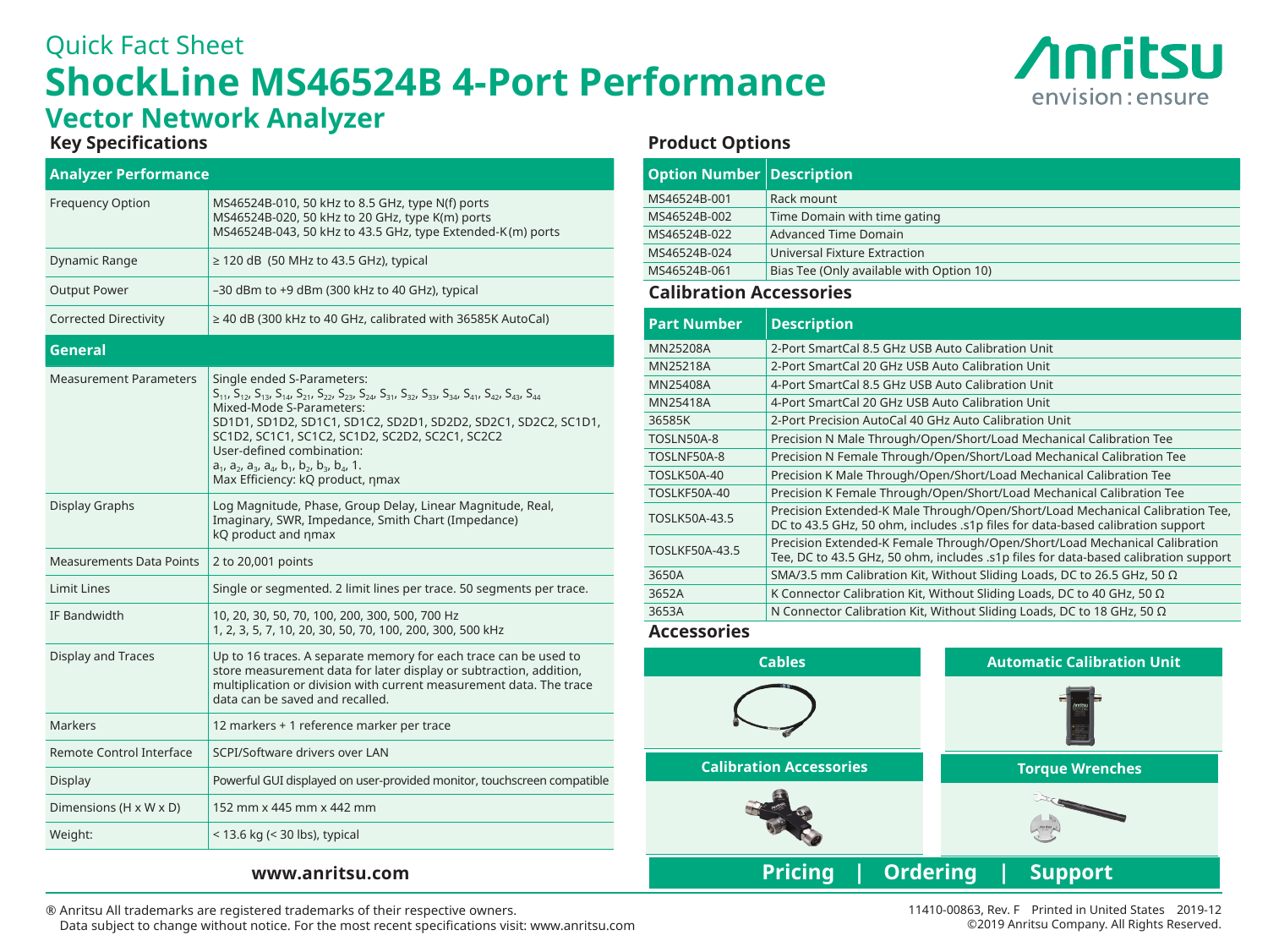Quick Fact Sheet

# ShockLine MS46524B 4-Port Performance Vector Network Analyzer

## Key Specifications

| Analyzer Performance | |
|---|---|
| Frequency Option | MS46524B-010, 50 kHz to 8.5 GHz, type N(f) ports<br>MS46524B-020, 50 kHz to 20 GHz, type K(m) ports<br>MS46524B-043, 50 kHz to 43.5 GHz, type Extended-K(m) ports |
| Dynamic Range | ≥ 120 dB (50 MHz to 43.5 GHz), typical |
| Output Power | –30 dBm to +9 dBm (300 kHz to 40 GHz), typical |
| Corrected Directivity | ≥ 40 dB (300 kHz to 40 GHz, calibrated with 36585K AutoCal) |

| General | |
|---|---|
| Measurement Parameters | Single ended S-Parameters:<br>$S_{11}$, $S_{12}$, $S_{13}$, $S_{14}$, $S_{21}$, $S_{22}$, $S_{23}$, $S_{24}$, $S_{31}$, $S_{32}$, $S_{33}$, $S_{34}$, $S_{41}$, $S_{42}$, $S_{43}$, $S_{44}$<br>Mixed-Mode S-Parameters:<br>SD1D1, SD1D2, SD1C1, SD1C2, SD2D1, SD2D2, SD2C1, SD2C2, SC1D1, SC1D2, SC1C1, SC1C2, SC1D2, SC2D2, SC2C1, SC2C2<br>User-defined combination:<br>$a_1$, $a_2$, $a_3$, $a_4$, $b_1$, $b_2$, $b_3$, $b_4$, 1.<br>Max Efficiency: kQ product, ηmax |
| Display Graphs | Log Magnitude, Phase, Group Delay, Linear Magnitude, Real, Imaginary, SWR, Impedance, Smith Chart (Impedance)<br>kQ product and ηmax |
| Measurements Data Points | 2 to 20,001 points |
| Limit Lines | Single or segmented. 2 limit lines per trace. 50 segments per trace. |
| IF Bandwidth | 10, 20, 30, 50, 70, 100, 200, 300, 500, 700 Hz<br>1, 2, 3, 5, 7, 10, 20, 30, 50, 70, 100, 200, 300, 500 kHz |
| Display and Traces | Up to 16 traces. A separate memory for each trace can be used to store measurement data for later display or subtraction, addition, multiplication or division with current measurement data. The trace data can be saved and recalled. |
| Markers | 12 markers + 1 reference marker per trace |
| Remote Control Interface | SCPI/Software drivers over LAN |
| Display | Powerful GUI displayed on user-provided monitor, touchscreen compatible |
| Dimensions (H x W x D) | 152 mm x 445 mm x 442 mm |
| Weight: | < 13.6 kg (< 30 lbs), typical |

## Product Options

| Option Number | Description |
|---|---|
| MS46524B-001 | Rack mount |
| MS46524B-002 | Time Domain with time gating |
| MS46524B-022 | Advanced Time Domain |
| MS46524B-024 | Universal Fixture Extraction |
| MS46524B-061 | Bias Tee (Only available with Option 10) |

## Calibration Accessories

| Part Number | Description |
|---|---|
| MN25208A | 2-Port SmartCal 8.5 GHz USB Auto Calibration Unit |
| MN25218A | 2-Port SmartCal 20 GHz USB Auto Calibration Unit |
| MN25408A | 4-Port SmartCal 8.5 GHz USB Auto Calibration Unit |
| MN25418A | 4-Port SmartCal 20 GHz USB Auto Calibration Unit |
| 36585K | 2-Port Precision AutoCal 40 GHz Auto Calibration Unit |
| TOSLN50A-8 | Precision N Male Through/Open/Short/Load Mechanical Calibration Tee |
| TOSLNF50A-8 | Precision N Female Through/Open/Short/Load Mechanical Calibration Tee |
| TOSLK50A-40 | Precision K Male Through/Open/Short/Load Mechanical Calibration Tee |
| TOSLKF50A-40 | Precision K Female Through/Open/Short/Load Mechanical Calibration Tee |
| TOSLK50A-43.5 | Precision Extended-K Male Through/Open/Short/Load Mechanical Calibration Tee, DC to 43.5 GHz, 50 ohm, includes .s1p files for data-based calibration support |
| TOSLKF50A-43.5 | Precision Extended-K Female Through/Open/Short/Load Mechanical Calibration Tee, DC to 43.5 GHz, 50 ohm, includes .s1p files for data-based calibration support |
| 3650A | SMA/3.5 mm Calibration Kit, Without Sliding Loads, DC to 26.5 GHz, 50 Ω |
| 3652A | K Connector Calibration Kit, Without Sliding Loads, DC to 40 GHz, 50 Ω |
| 3653A | N Connector Calibration Kit, Without Sliding Loads, DC to 18 GHz, 50 Ω |

## Accessories

Cables

Automatic Calibration Unit

Calibration Accessories

Torque Wrenches

**www.anritsu.com**

**Pricing | Ordering | Support**

® Anritsu All trademarks are registered trademarks of their respective owners.
Data subject to change without notice. For the most recent specifications visit: www.anritsu.com

11410-00863, Rev. F Printed in United States 2019-12
©2019 Anritsu Company. All Rights Reserved.